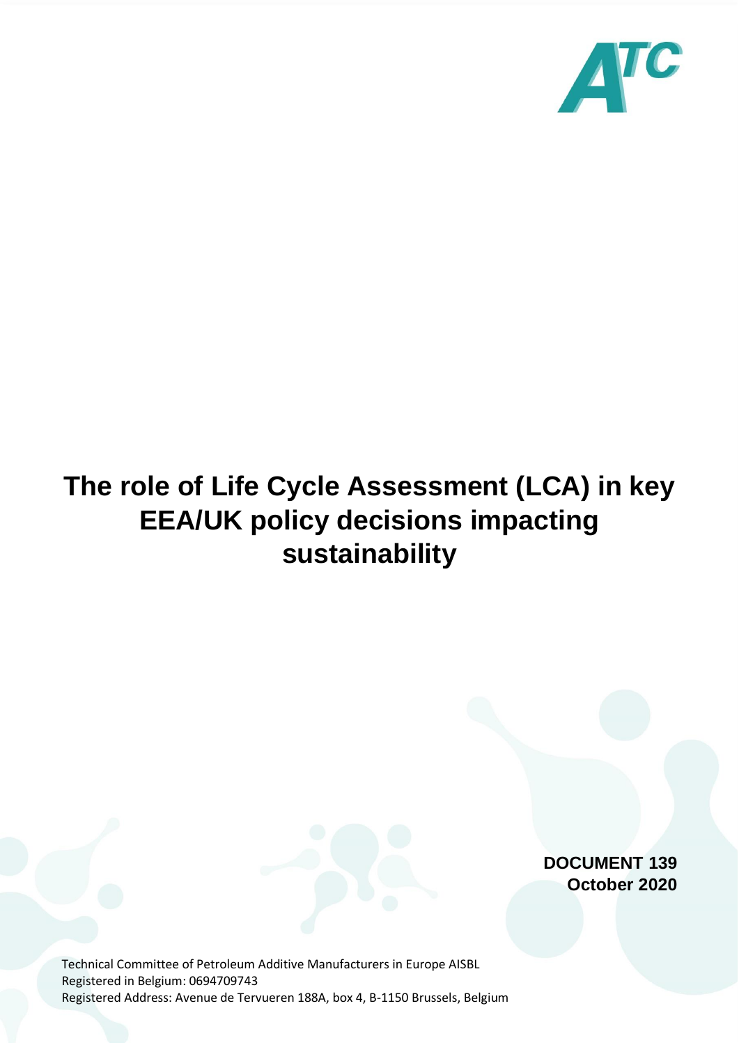# The role of Life Cycle Assessment (LCA) in key EEA/UK policy decisions impacting sustainability

**DOCUMENT 139**
**October 2020**

Technical Committee of Petroleum Additive Manufacturers in Europe AISBL
Registered in Belgium: 0694709743
Registered Address: Avenue de Tervueren 188A, box 4, B-1150 Brussels, Belgium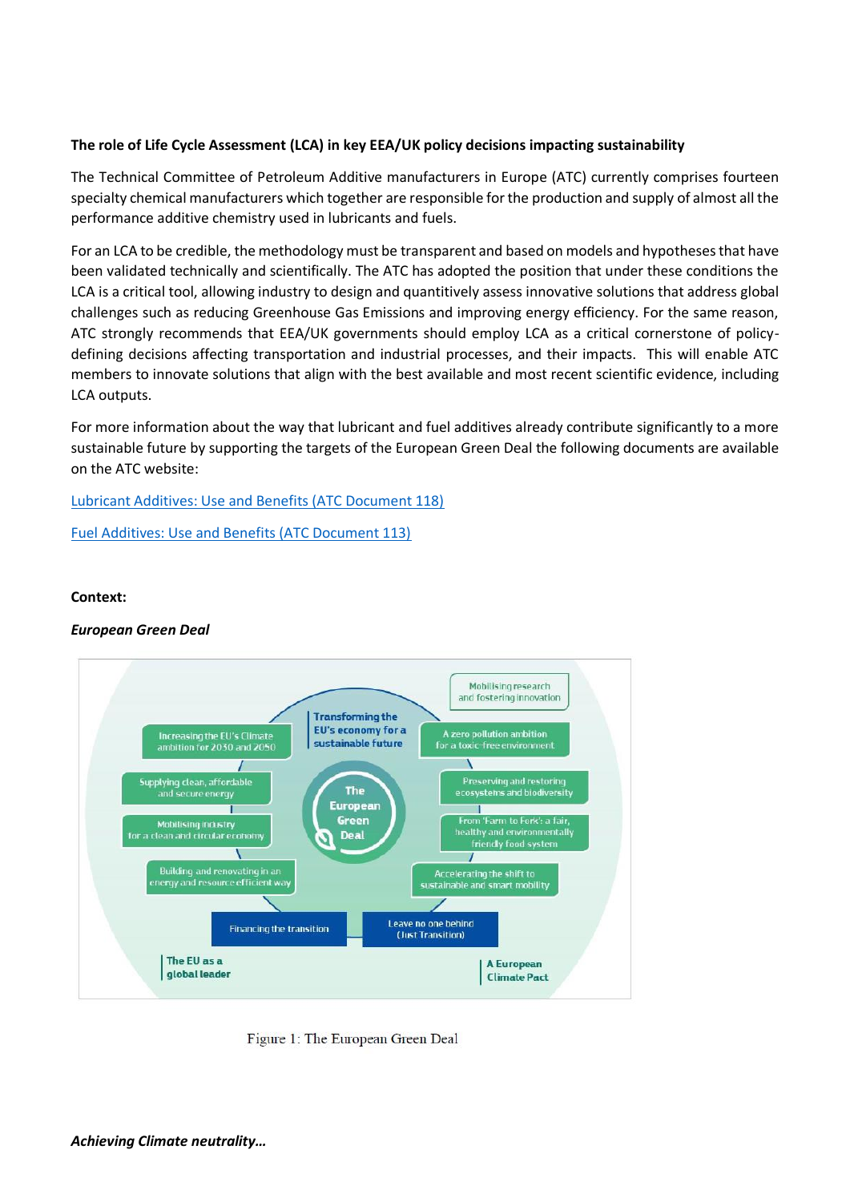**The role of Life Cycle Assessment (LCA) in key EEA/UK policy decisions impacting sustainability**

The Technical Committee of Petroleum Additive manufacturers in Europe (ATC) currently comprises fourteen specialty chemical manufacturers which together are responsible for the production and supply of almost all the performance additive chemistry used in lubricants and fuels.

For an LCA to be credible, the methodology must be transparent and based on models and hypotheses that have been validated technically and scientifically. The ATC has adopted the position that under these conditions the LCA is a critical tool, allowing industry to design and quantitively assess innovative solutions that address global challenges such as reducing Greenhouse Gas Emissions and improving energy efficiency. For the same reason, ATC strongly recommends that EEA/UK governments should employ LCA as a critical cornerstone of policy-defining decisions affecting transportation and industrial processes, and their impacts. This will enable ATC members to innovate solutions that align with the best available and most recent scientific evidence, including LCA outputs.

For more information about the way that lubricant and fuel additives already contribute significantly to a more sustainable future by supporting the targets of the European Green Deal the following documents are available on the ATC website:

[Lubricant Additives: Use and Benefits (ATC Document 118)]

[Fuel Additives: Use and Benefits (ATC Document 113)]

**Context:**

***European Green Deal***

The European Green Deal

- Transforming the EU's economy for a sustainable future
- Increasing the EU's Climate ambition for 2030 and 2050
- Supplying clean, affordable and secure energy
- Mobilising industry for a clean and circular economy
- Building and renovating in an energy and resource efficient way
- Mobilising research and fostering innovation
- A zero pollution ambition for a toxic-free environment
- Preserving and restoring ecosystems and biodiversity
- From 'Farm to Fork': a fair, healthy and environmentally friendly food system
- Accelerating the shift to sustainable and smart mobility
- Financing the transition
- Leave no one behind (Just Transition)
- The EU as a global leader
- A European Climate Pact

Figure 1: The European Green Deal

***Achieving Climate neutrality…***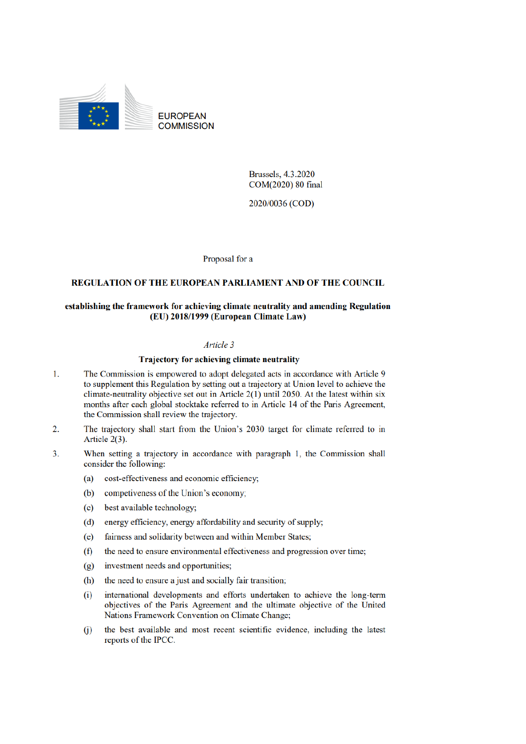EUROPEAN COMMISSION

Brussels, 4.3.2020
COM(2020) 80 final

2020/0036 (COD)

Proposal for a

# REGULATION OF THE EUROPEAN PARLIAMENT AND OF THE COUNCIL

**establishing the framework for achieving climate neutrality and amending Regulation (EU) 2018/1999 (European Climate Law)**

*Article 3*

**Trajectory for achieving climate neutrality**

1. The Commission is empowered to adopt delegated acts in accordance with Article 9 to supplement this Regulation by setting out a trajectory at Union level to achieve the climate-neutrality objective set out in Article 2(1) until 2050. At the latest within six months after each global stocktake referred to in Article 14 of the Paris Agreement, the Commission shall review the trajectory.

2. The trajectory shall start from the Union's 2030 target for climate referred to in Article 2(3).

3. When setting a trajectory in accordance with paragraph 1, the Commission shall consider the following:

   (a) cost-effectiveness and economic efficiency;

   (b) competiveness of the Union's economy;

   (c) best available technology;

   (d) energy efficiency, energy affordability and security of supply;

   (e) fairness and solidarity between and within Member States;

   (f) the need to ensure environmental effectiveness and progression over time;

   (g) investment needs and opportunities;

   (h) the need to ensure a just and socially fair transition;

   (i) international developments and efforts undertaken to achieve the long-term objectives of the Paris Agreement and the ultimate objective of the United Nations Framework Convention on Climate Change;

   (j) the best available and most recent scientific evidence, including the latest reports of the IPCC.